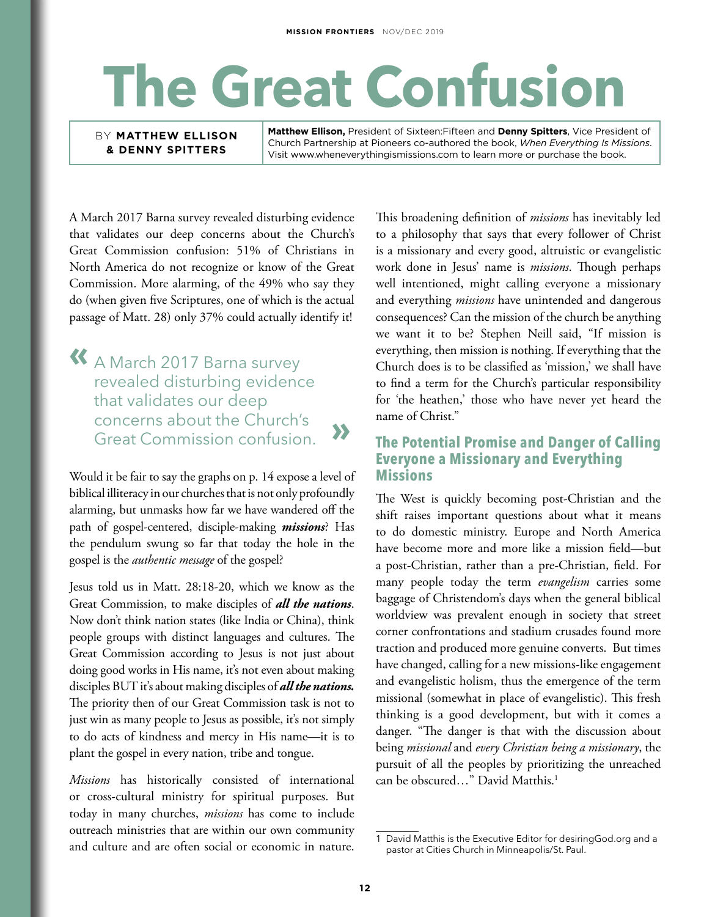# The Great Confusion

BY **MATTHEW ELLISON & DENNY SPITTERS**

**Matthew Ellison,** President of Sixteen:Fifteen and **Denny Spitters**, Vice President of Church Partnership at Pioneers co-authored the book, *When Everything Is Missions*. Visit www.wheneverythingismissions.com to learn more or purchase the book.

A March 2017 Barna survey revealed disturbing evidence that validates our deep concerns about the Church's Great Commission confusion: 51% of Christians in North America do not recognize or know of the Great Commission. More alarming, of the 49% who say they do (when given five Scriptures, one of which is the actual passage of Matt. 28) only 37% could actually identify it!

> « A March 2017 Barna survey revealed disturbing evidence that validates our deep concerns about the Church's Great Commission confusion. »

Would it be fair to say the graphs on p. 14 expose a level of biblical illiteracy in our churches that is not only profoundly alarming, but unmasks how far we have wandered off the path of gospel-centered, disciple-making ***missions***? Has the pendulum swung so far that today the hole in the gospel is the *authentic message* of the gospel?

Jesus told us in Matt. 28:18-20, which we know as the Great Commission, to make disciples of ***all the nations***. Now don't think nation states (like India or China), think people groups with distinct languages and cultures. The Great Commission according to Jesus is not just about doing good works in His name, it's not even about making disciples BUT it's about making disciples of ***all the nations.*** The priority then of our Great Commission task is not to just win as many people to Jesus as possible, it's not simply to do acts of kindness and mercy in His name—it is to plant the gospel in every nation, tribe and tongue.

*Missions* has historically consisted of international or cross-cultural ministry for spiritual purposes. But today in many churches, *missions* has come to include outreach ministries that are within our own community and culture and are often social or economic in nature. This broadening definition of *missions* has inevitably led to a philosophy that says that every follower of Christ is a missionary and every good, altruistic or evangelistic work done in Jesus' name is *missions*. Though perhaps well intentioned, might calling everyone a missionary and everything *missions* have unintended and dangerous consequences? Can the mission of the church be anything we want it to be? Stephen Neill said, "If mission is everything, then mission is nothing. If everything that the Church does is to be classified as 'mission,' we shall have to find a term for the Church's particular responsibility for 'the heathen,' those who have never yet heard the name of Christ."

## The Potential Promise and Danger of Calling Everyone a Missionary and Everything Missions

The West is quickly becoming post-Christian and the shift raises important questions about what it means to do domestic ministry. Europe and North America have become more and more like a mission field—but a post-Christian, rather than a pre-Christian, field. For many people today the term *evangelism* carries some baggage of Christendom's days when the general biblical worldview was prevalent enough in society that street corner confrontations and stadium crusades found more traction and produced more genuine converts. But times have changed, calling for a new missions-like engagement and evangelistic holism, thus the emergence of the term missional (somewhat in place of evangelistic). This fresh thinking is a good development, but with it comes a danger. "The danger is that with the discussion about being *missional* and *every Christian being a missionary*, the pursuit of all the peoples by prioritizing the unreached can be obscured…" David Matthis.[1]

---

1 David Matthis is the Executive Editor for desiringGod.org and a pastor at Cities Church in Minneapolis/St. Paul.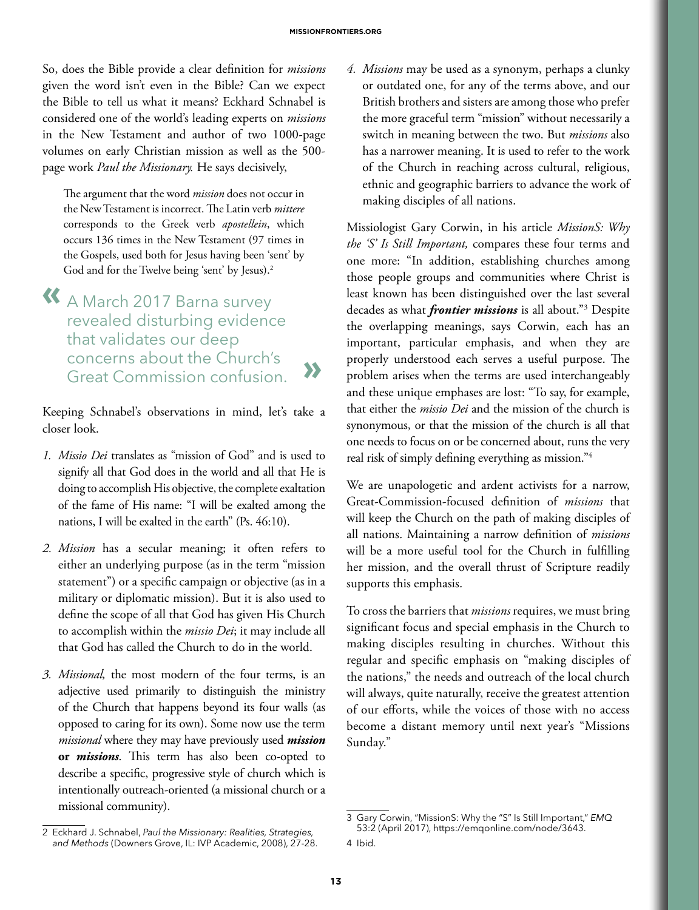So, does the Bible provide a clear definition for *missions* given the word isn't even in the Bible? Can we expect the Bible to tell us what it means? Eckhard Schnabel is considered one of the world's leading experts on *missions* in the New Testament and author of two 1000-page volumes on early Christian mission as well as the 500-page work *Paul the Missionary.* He says decisively,

> The argument that the word *mission* does not occur in the New Testament is incorrect. The Latin verb *mittere* corresponds to the Greek verb *apostellein*, which occurs 136 times in the New Testament (97 times in the Gospels, used both for Jesus having been 'sent' by God and for the Twelve being 'sent' by Jesus).[2]

> « A March 2017 Barna survey revealed disturbing evidence that validates our deep concerns about the Church's Great Commission confusion. »

Keeping Schnabel's observations in mind, let's take a closer look.

1. *Missio Dei* translates as "mission of God" and is used to signify all that God does in the world and all that He is doing to accomplish His objective, the complete exaltation of the fame of His name: "I will be exalted among the nations, I will be exalted in the earth" (Ps. 46:10).

2. *Mission* has a secular meaning; it often refers to either an underlying purpose (as in the term "mission statement") or a specific campaign or objective (as in a military or diplomatic mission). But it is also used to define the scope of all that God has given His Church to accomplish within the *missio Dei*; it may include all that God has called the Church to do in the world.

3. *Missional,* the most modern of the four terms, is an adjective used primarily to distinguish the ministry of the Church that happens beyond its four walls (as opposed to caring for its own). Some now use the term *missional* where they may have previously used ***mission*** **or** ***missions***. This term has also been co-opted to describe a specific, progressive style of church which is intentionally outreach-oriented (a missional church or a missional community).

4. *Missions* may be used as a synonym, perhaps a clunky or outdated one, for any of the terms above, and our British brothers and sisters are among those who prefer the more graceful term "mission" without necessarily a switch in meaning between the two. But *missions* also has a narrower meaning. It is used to refer to the work of the Church in reaching across cultural, religious, ethnic and geographic barriers to advance the work of making disciples of all nations.

Missiologist Gary Corwin, in his article *MissionS: Why the 'S' Is Still Important,* compares these four terms and one more: "In addition, establishing churches among those people groups and communities where Christ is least known has been distinguished over the last several decades as what ***frontier missions*** is all about."[3] Despite the overlapping meanings, says Corwin, each has an important, particular emphasis, and when they are properly understood each serves a useful purpose. The problem arises when the terms are used interchangeably and these unique emphases are lost: "To say, for example, that either the *missio Dei* and the mission of the church is synonymous, or that the mission of the church is all that one needs to focus on or be concerned about, runs the very real risk of simply defining everything as mission."[4]

We are unapologetic and ardent activists for a narrow, Great-Commission-focused definition of *missions* that will keep the Church on the path of making disciples of all nations. Maintaining a narrow definition of *missions* will be a more useful tool for the Church in fulfilling her mission, and the overall thrust of Scripture readily supports this emphasis.

To cross the barriers that *missions* requires, we must bring significant focus and special emphasis in the Church to making disciples resulting in churches. Without this regular and specific emphasis on "making disciples of the nations," the needs and outreach of the local church will always, quite naturally, receive the greatest attention of our efforts, while the voices of those with no access become a distant memory until next year's "Missions Sunday."

---

2 Eckhard J. Schnabel, *Paul the Missionary: Realities, Strategies, and Methods* (Downers Grove, IL: IVP Academic, 2008), 27-28.

3 Gary Corwin, "MissionS: Why the "S" Is Still Important," *EMQ* 53:2 (April 2017), https://emqonline.com/node/3643.

4 Ibid.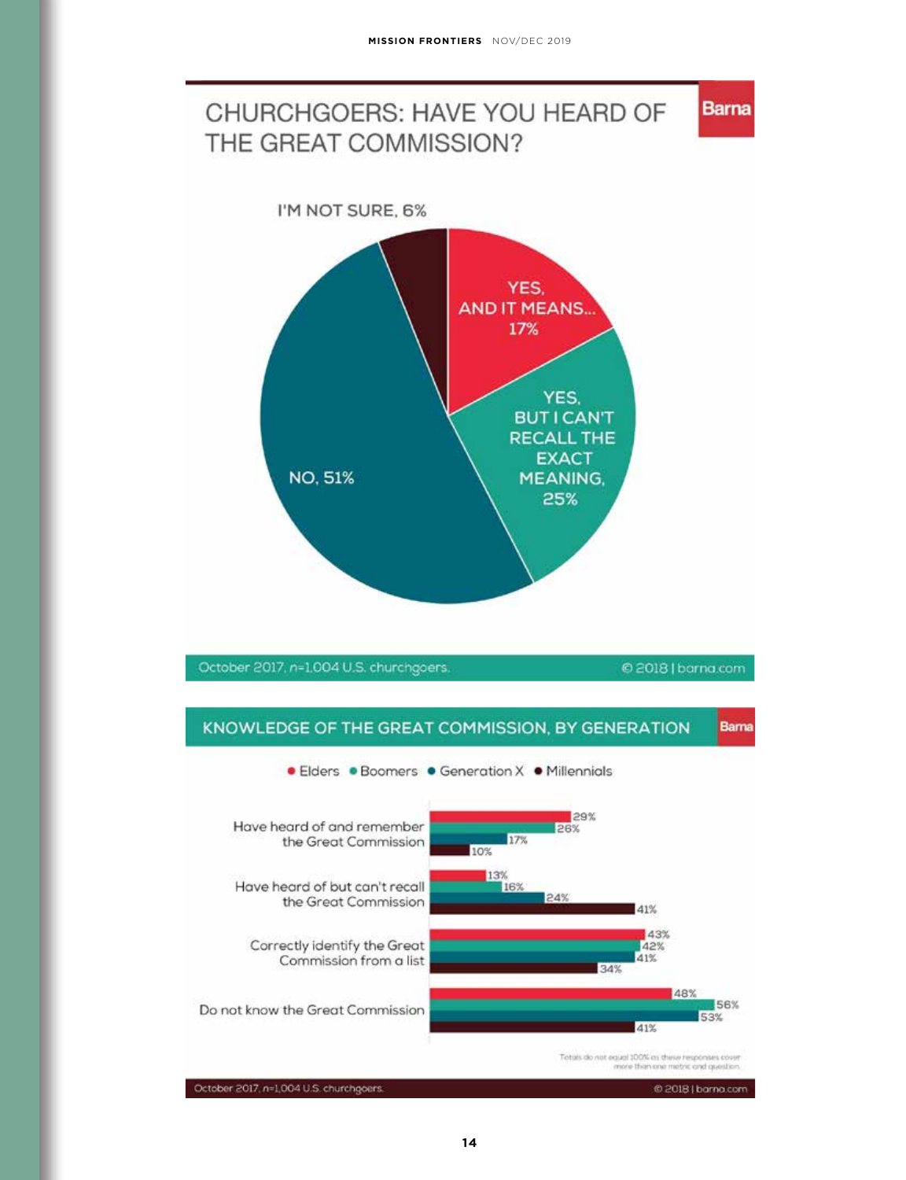## CHURCHGOERS: HAVE YOU HEARD OF THE GREAT COMMISSION?

Barna

| Response | Percentage |
|---|---|
| Yes, and it means... | 17% |
| Yes, but I can't recall the exact meaning | 25% |
| No | 51% |
| I'm not sure | 6% |

October 2017, n=1,004 U.S. churchgoers.

© 2018 | barna.com

## KNOWLEDGE OF THE GREAT COMMISSION, BY GENERATION

Barna

| | Elders | Boomers | Generation X | Millennials |
|---|---|---|---|---|
| Have heard of and remember the Great Commission | 29% | 26% | 17% | 10% |
| Have heard of but can't recall the Great Commission | 13% | 16% | 24% | 41% |
| Correctly identify the Great Commission from a list | 43% | 42% | 41% | 34% |
| Do not know the Great Commission | 48% | 56% | 53% | 41% |

Totals do not equal 100% as these responses cover more than one metric and question.

October 2017, n=1,004 U.S. churchgoers.

© 2018 | barna.com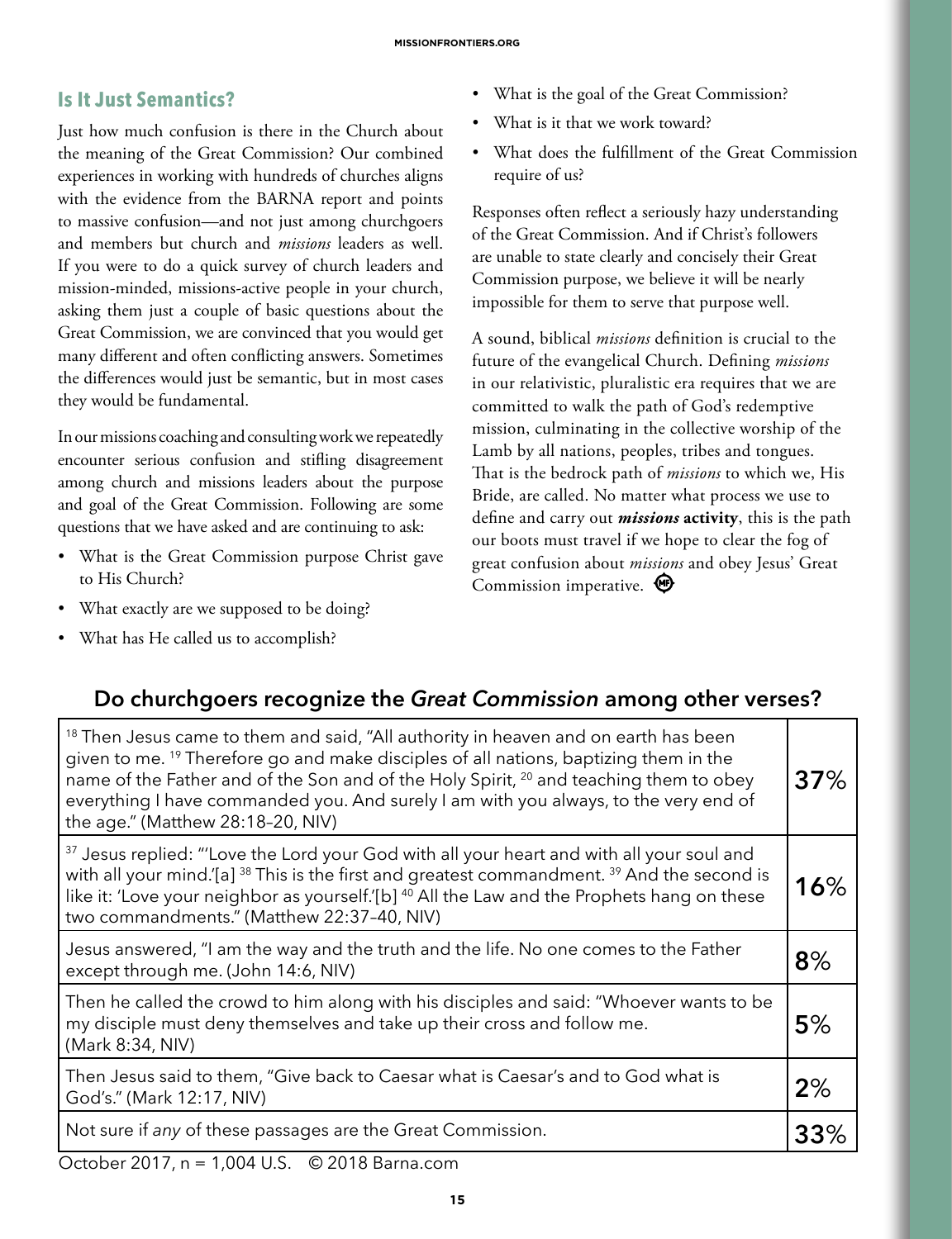## Is It Just Semantics?

Just how much confusion is there in the Church about the meaning of the Great Commission? Our combined experiences in working with hundreds of churches aligns with the evidence from the BARNA report and points to massive confusion—and not just among churchgoers and members but church and *missions* leaders as well. If you were to do a quick survey of church leaders and mission-minded, missions-active people in your church, asking them just a couple of basic questions about the Great Commission, we are convinced that you would get many different and often conflicting answers. Sometimes the differences would just be semantic, but in most cases they would be fundamental.

In our missions coaching and consulting work we repeatedly encounter serious confusion and stifling disagreement among church and missions leaders about the purpose and goal of the Great Commission. Following are some questions that we have asked and are continuing to ask:

- What is the Great Commission purpose Christ gave to His Church?
- What exactly are we supposed to be doing?
- What has He called us to accomplish?
- What is the goal of the Great Commission?
- What is it that we work toward?
- What does the fulfillment of the Great Commission require of us?

Responses often reflect a seriously hazy understanding of the Great Commission. And if Christ's followers are unable to state clearly and concisely their Great Commission purpose, we believe it will be nearly impossible for them to serve that purpose well.

A sound, biblical *missions* definition is crucial to the future of the evangelical Church. Defining *missions* in our relativistic, pluralistic era requires that we are committed to walk the path of God's redemptive mission, culminating in the collective worship of the Lamb by all nations, peoples, tribes and tongues. That is the bedrock path of *missions* to which we, His Bride, are called. No matter what process we use to define and carry out ***missions* activity**, this is the path our boots must travel if we hope to clear the fog of great confusion about *missions* and obey Jesus' Great Commission imperative.

### Do churchgoers recognize the *Great Commission* among other verses?

| | |
|---|---|
| [18] Then Jesus came to them and said, "All authority in heaven and on earth has been given to me. [19] Therefore go and make disciples of all nations, baptizing them in the name of the Father and of the Son and of the Holy Spirit, [20] and teaching them to obey everything I have commanded you. And surely I am with you always, to the very end of the age." (Matthew 28:18–20, NIV) | 37% |
| [37] Jesus replied: "'Love the Lord your God with all your heart and with all your soul and with all your mind.'[a] [38] This is the first and greatest commandment. [39] And the second is like it: 'Love your neighbor as yourself.'[b] [40] All the Law and the Prophets hang on these two commandments." (Matthew 22:37–40, NIV) | 16% |
| Jesus answered, "I am the way and the truth and the life. No one comes to the Father except through me. (John 14:6, NIV) | 8% |
| Then he called the crowd to him along with his disciples and said: "Whoever wants to be my disciple must deny themselves and take up their cross and follow me. (Mark 8:34, NIV) | 5% |
| Then Jesus said to them, "Give back to Caesar what is Caesar's and to God what is God's." (Mark 12:17, NIV) | 2% |
| Not sure if *any* of these passages are the Great Commission. | 33% |

October 2017, n = 1,004 U.S. © 2018 Barna.com